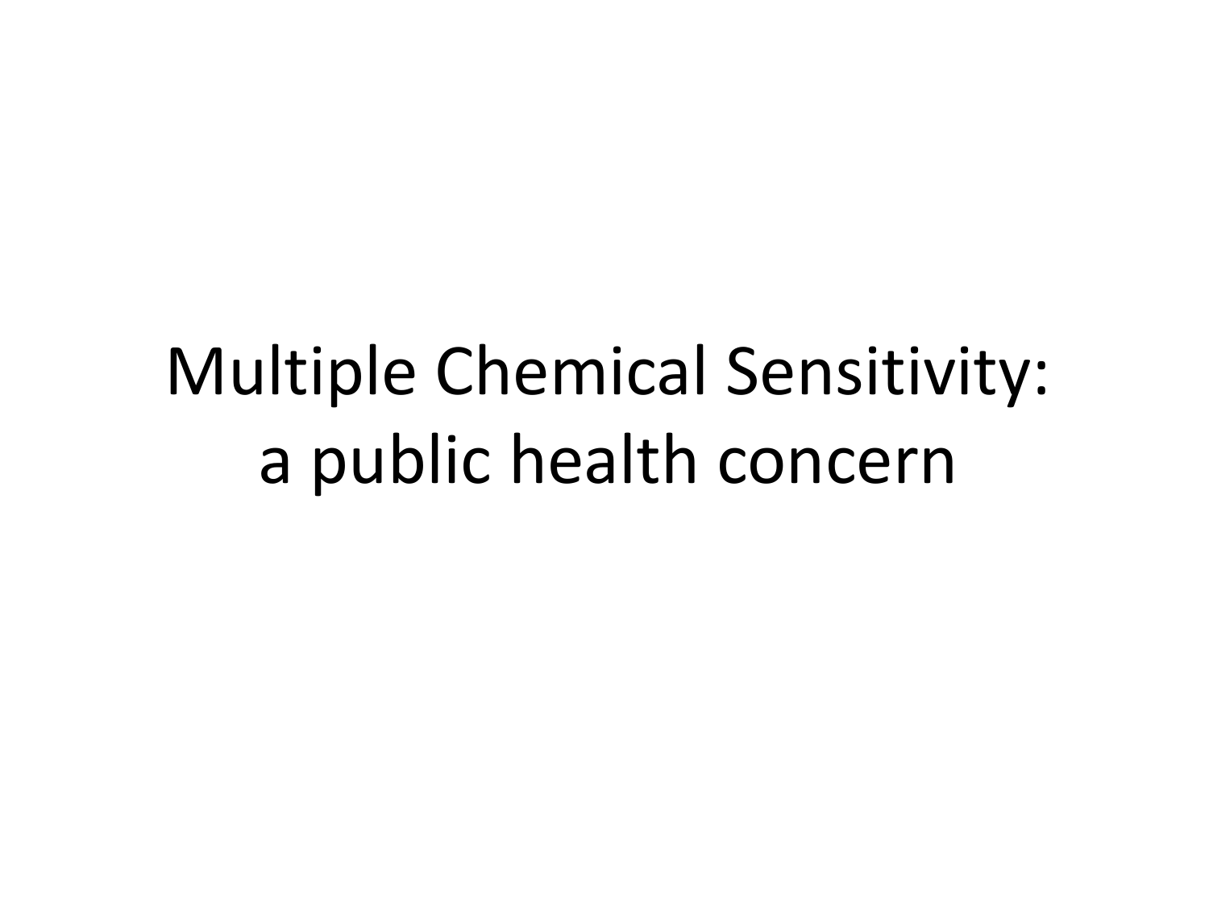# Multiple Chemical Sensitivity: a public health concern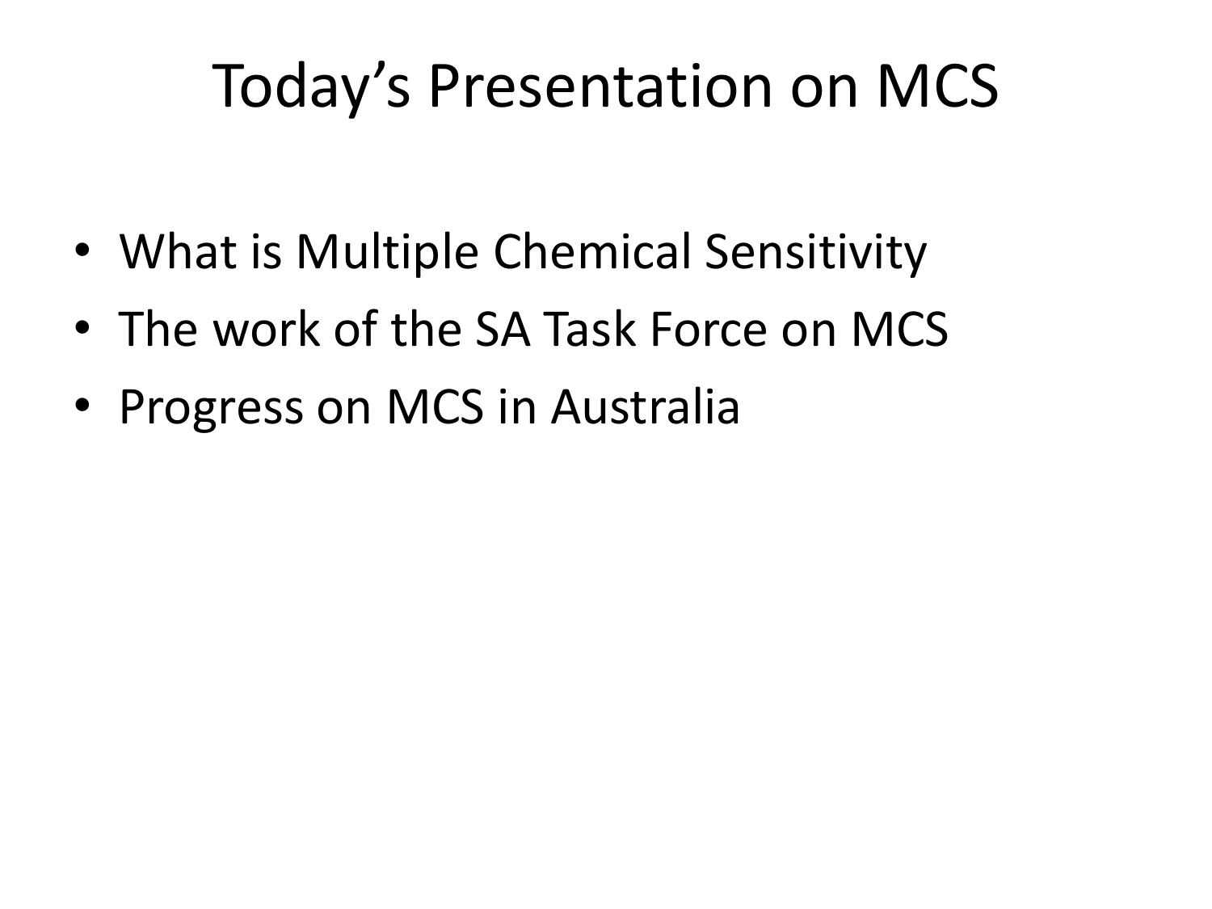# Today's Presentation on MCS

- What is Multiple Chemical Sensitivity
- The work of the SA Task Force on MCS
- Progress on MCS in Australia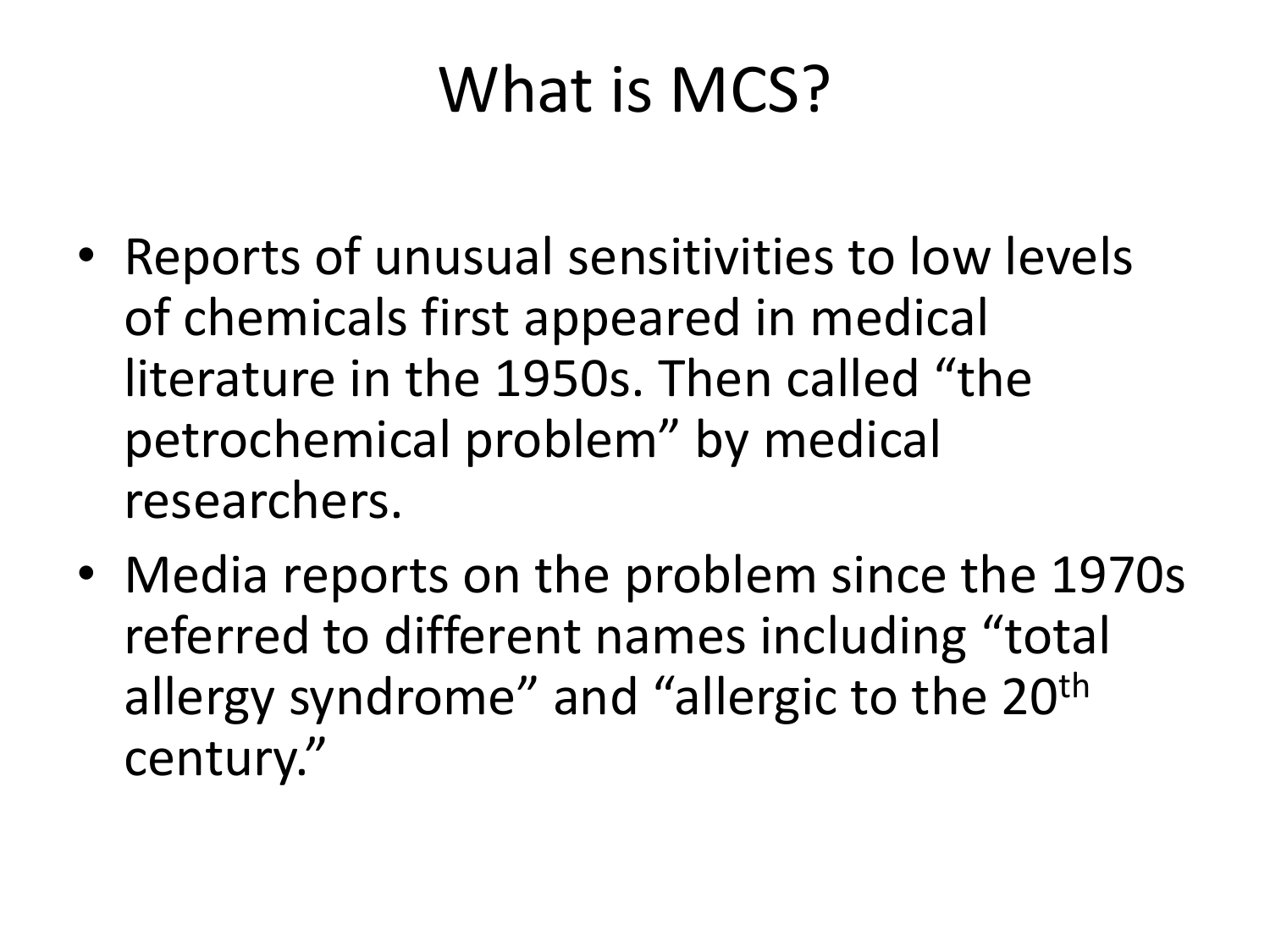# What is MCS?

- Reports of unusual sensitivities to low levels of chemicals first appeared in medical literature in the 1950s. Then called "the petrochemical problem" by medical researchers.
- Media reports on the problem since the 1970s referred to different names including "total allergy syndrome" and "allergic to the 20$^{th}$ century."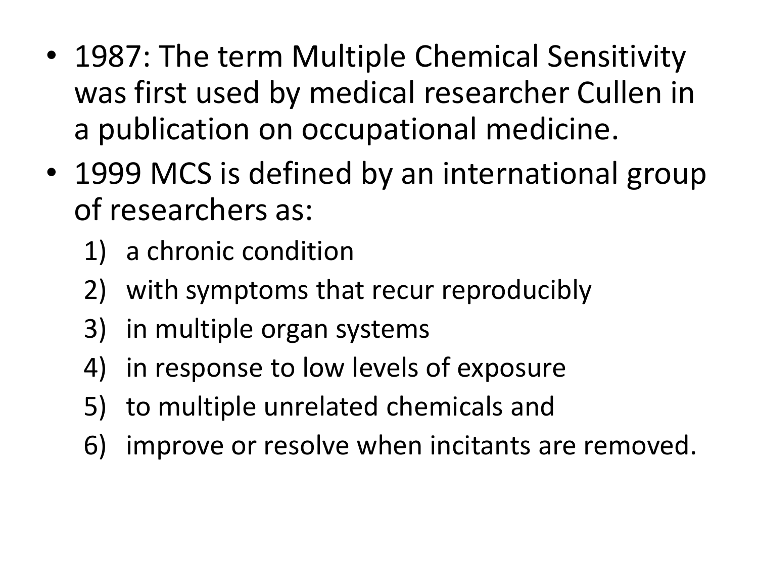- 1987: The term Multiple Chemical Sensitivity was first used by medical researcher Cullen in a publication on occupational medicine.
- 1999 MCS is defined by an international group of researchers as:
  1) a chronic condition
  2) with symptoms that recur reproducibly
  3) in multiple organ systems
  4) in response to low levels of exposure
  5) to multiple unrelated chemicals and
  6) improve or resolve when incitants are removed.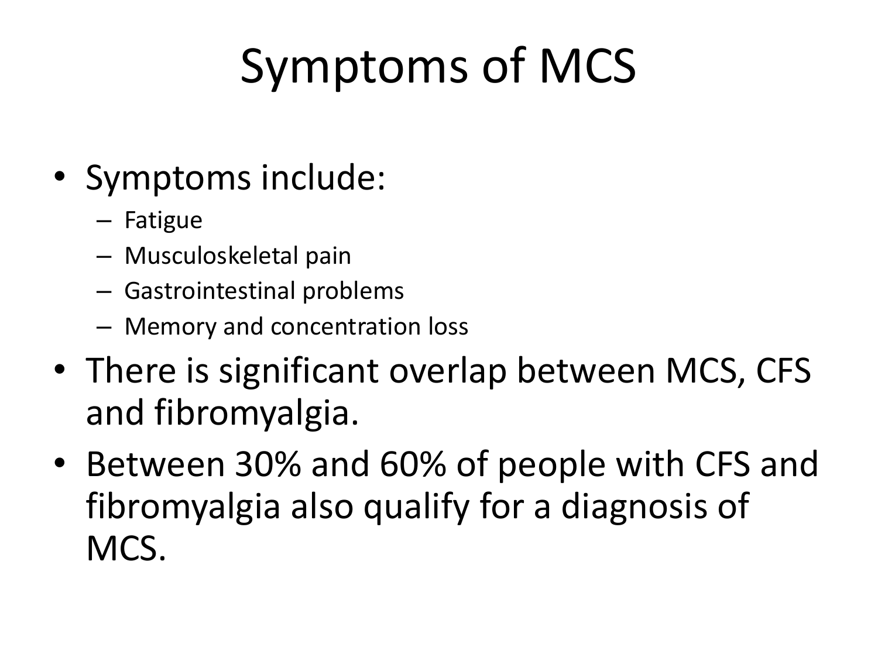# Symptoms of MCS

- Symptoms include:
  - Fatigue
  - Musculoskeletal pain
  - Gastrointestinal problems
  - Memory and concentration loss
- There is significant overlap between MCS, CFS and fibromyalgia.
- Between 30% and 60% of people with CFS and fibromyalgia also qualify for a diagnosis of MCS.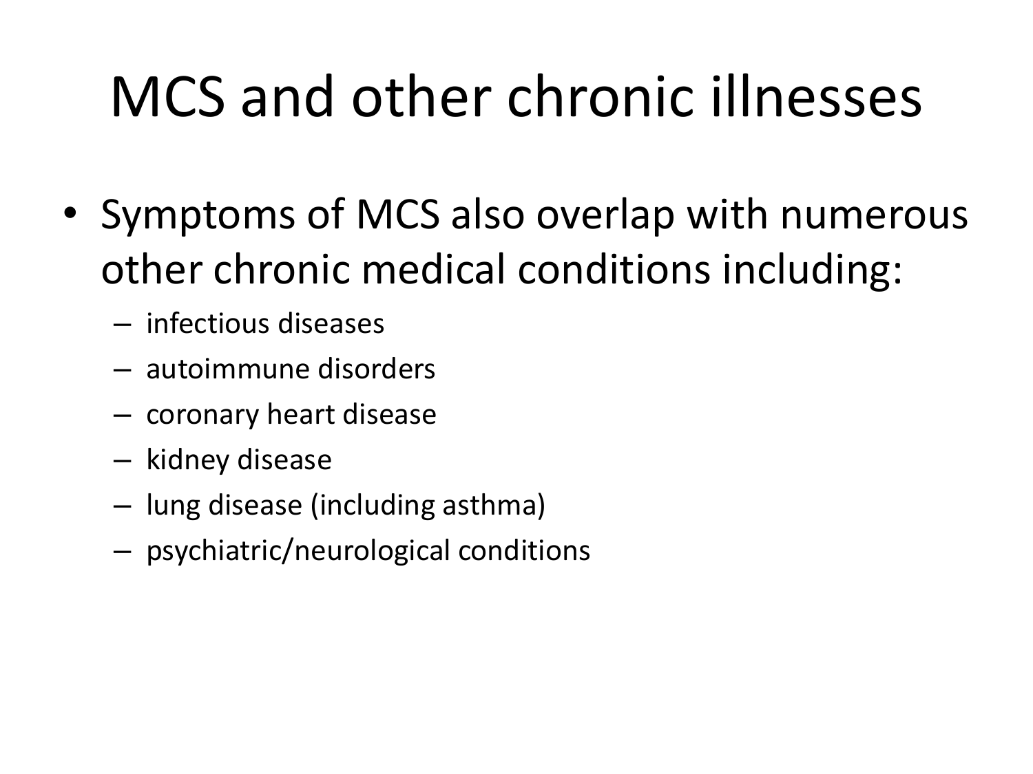# MCS and other chronic illnesses

- Symptoms of MCS also overlap with numerous other chronic medical conditions including:
  - infectious diseases
  - autoimmune disorders
  - coronary heart disease
  - kidney disease
  - lung disease (including asthma)
  - psychiatric/neurological conditions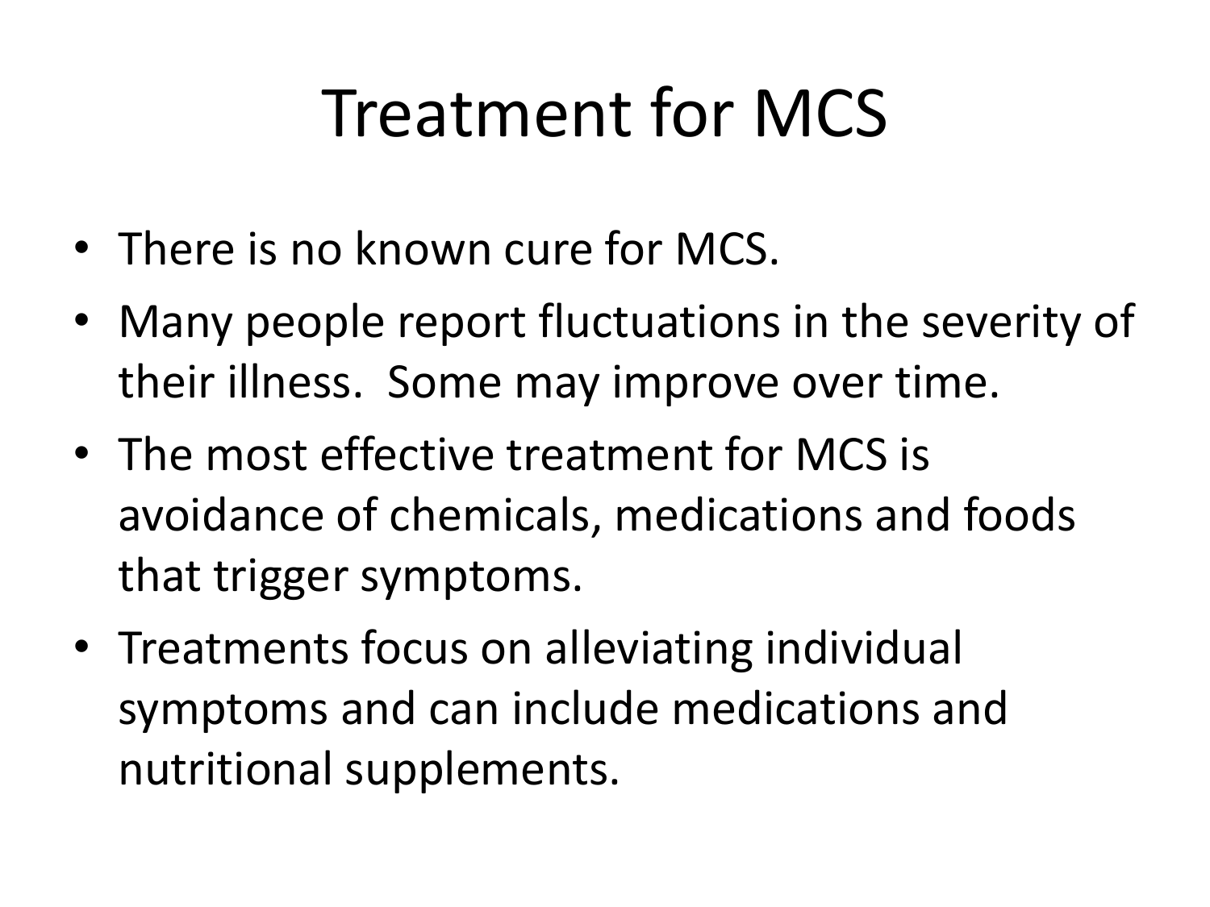# Treatment for MCS

- There is no known cure for MCS.
- Many people report fluctuations in the severity of their illness. Some may improve over time.
- The most effective treatment for MCS is avoidance of chemicals, medications and foods that trigger symptoms.
- Treatments focus on alleviating individual symptoms and can include medications and nutritional supplements.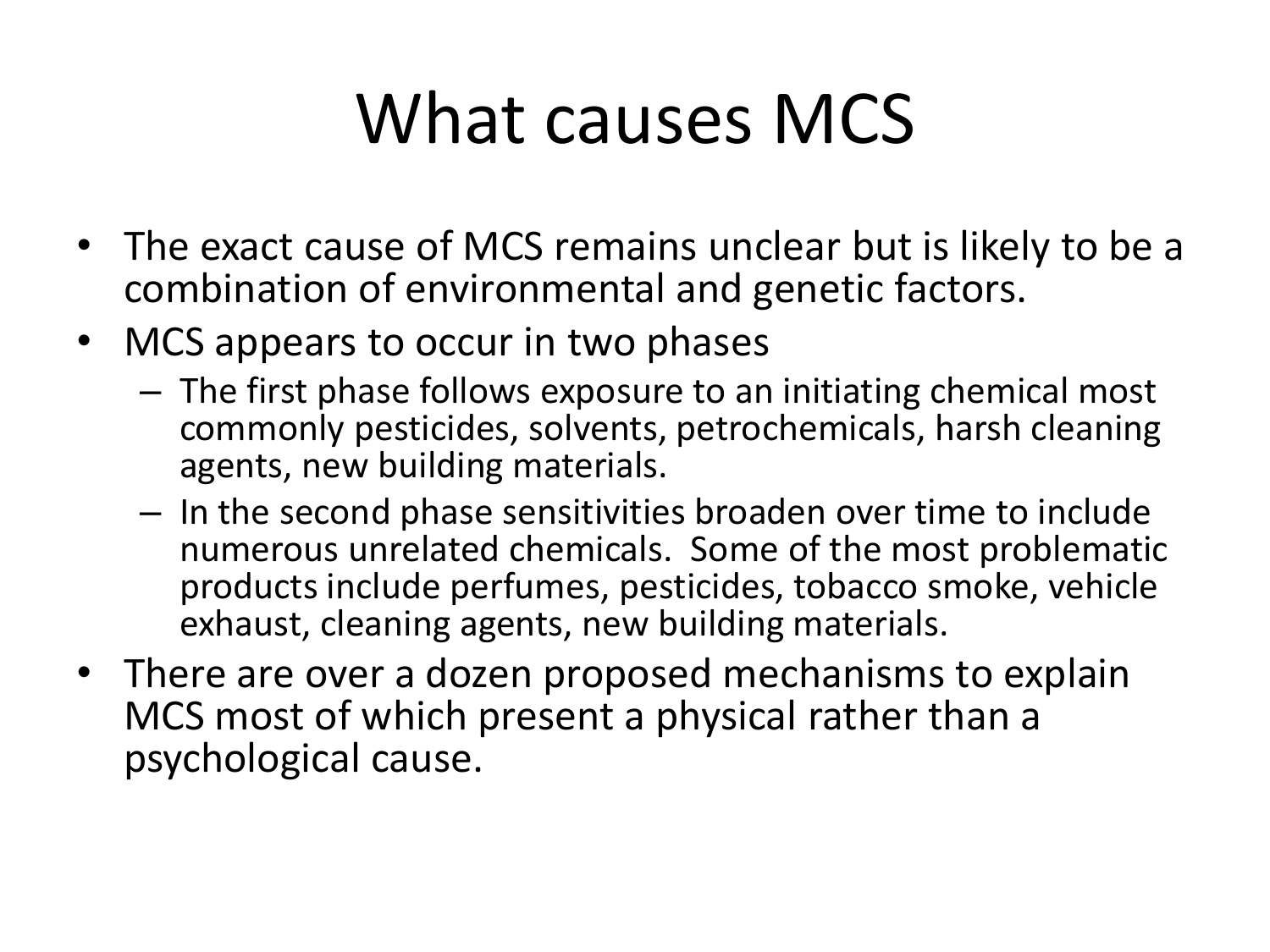# What causes MCS

- The exact cause of MCS remains unclear but is likely to be a combination of environmental and genetic factors.
- MCS appears to occur in two phases
  - The first phase follows exposure to an initiating chemical most commonly pesticides, solvents, petrochemicals, harsh cleaning agents, new building materials.
  - In the second phase sensitivities broaden over time to include numerous unrelated chemicals. Some of the most problematic products include perfumes, pesticides, tobacco smoke, vehicle exhaust, cleaning agents, new building materials.
- There are over a dozen proposed mechanisms to explain MCS most of which present a physical rather than a psychological cause.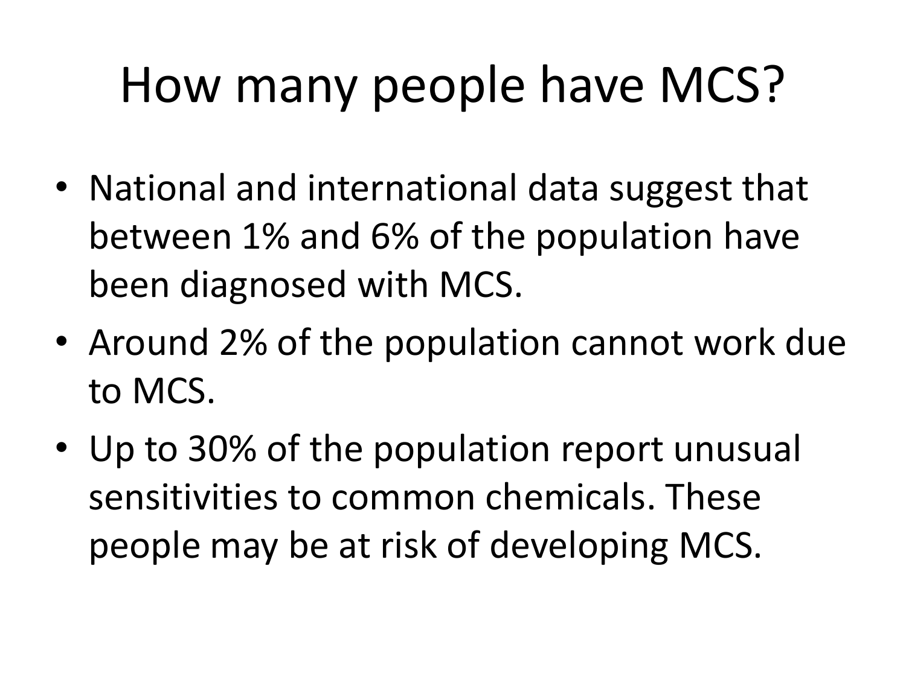# How many people have MCS?

- National and international data suggest that between 1% and 6% of the population have been diagnosed with MCS.
- Around 2% of the population cannot work due to MCS.
- Up to 30% of the population report unusual sensitivities to common chemicals. These people may be at risk of developing MCS.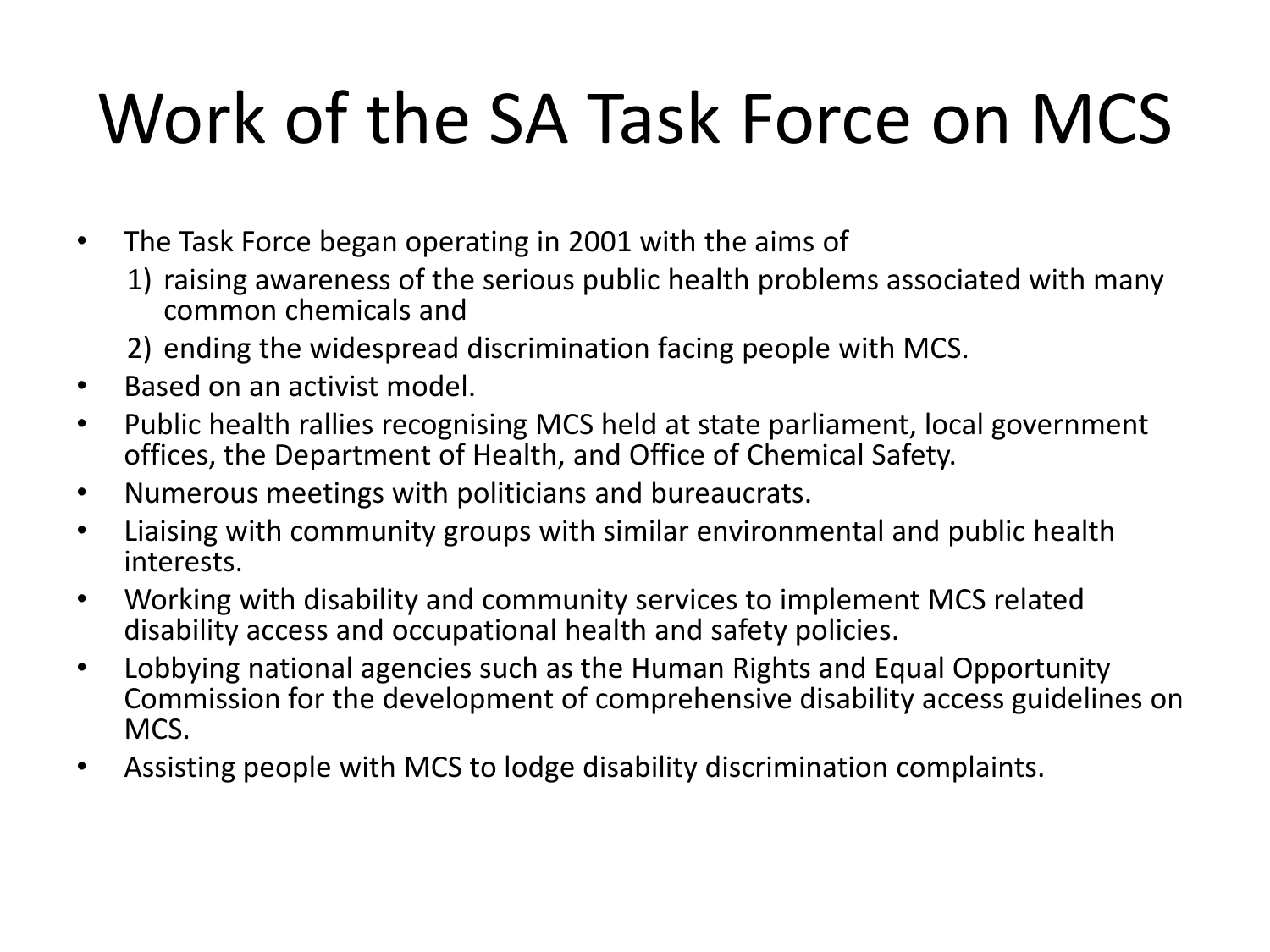# Work of the SA Task Force on MCS

- The Task Force began operating in 2001 with the aims of
  1) raising awareness of the serious public health problems associated with many common chemicals and
  2) ending the widespread discrimination facing people with MCS.
- Based on an activist model.
- Public health rallies recognising MCS held at state parliament, local government offices, the Department of Health, and Office of Chemical Safety.
- Numerous meetings with politicians and bureaucrats.
- Liaising with community groups with similar environmental and public health interests.
- Working with disability and community services to implement MCS related disability access and occupational health and safety policies.
- Lobbying national agencies such as the Human Rights and Equal Opportunity Commission for the development of comprehensive disability access guidelines on MCS.
- Assisting people with MCS to lodge disability discrimination complaints.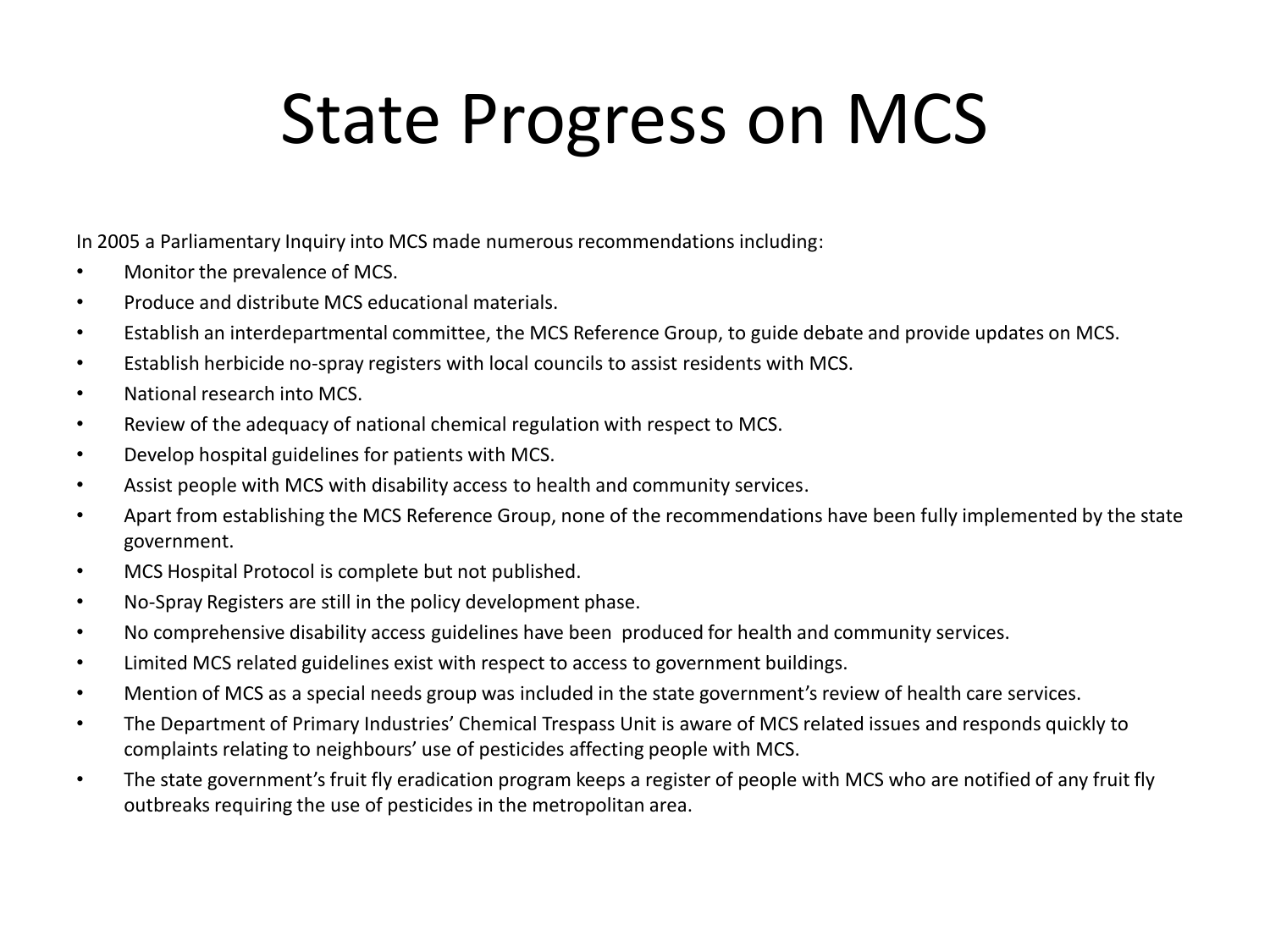# State Progress on MCS

In 2005 a Parliamentary Inquiry into MCS made numerous recommendations including:

- Monitor the prevalence of MCS.
- Produce and distribute MCS educational materials.
- Establish an interdepartmental committee, the MCS Reference Group, to guide debate and provide updates on MCS.
- Establish herbicide no-spray registers with local councils to assist residents with MCS.
- National research into MCS.
- Review of the adequacy of national chemical regulation with respect to MCS.
- Develop hospital guidelines for patients with MCS.
- Assist people with MCS with disability access to health and community services.
- Apart from establishing the MCS Reference Group, none of the recommendations have been fully implemented by the state government.
- MCS Hospital Protocol is complete but not published.
- No-Spray Registers are still in the policy development phase.
- No comprehensive disability access guidelines have been produced for health and community services.
- Limited MCS related guidelines exist with respect to access to government buildings.
- Mention of MCS as a special needs group was included in the state government's review of health care services.
- The Department of Primary Industries' Chemical Trespass Unit is aware of MCS related issues and responds quickly to complaints relating to neighbours' use of pesticides affecting people with MCS.
- The state government's fruit fly eradication program keeps a register of people with MCS who are notified of any fruit fly outbreaks requiring the use of pesticides in the metropolitan area.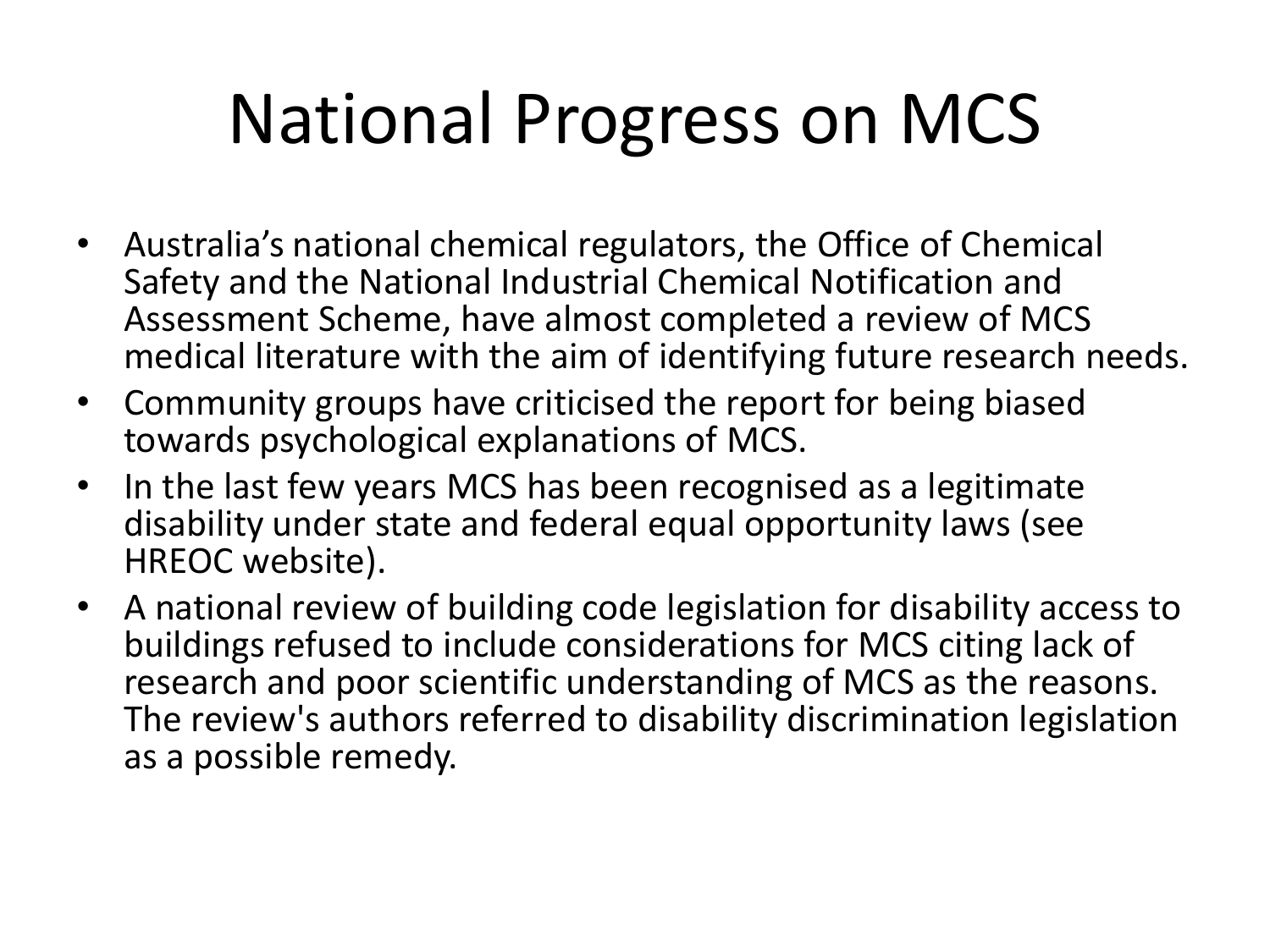# National Progress on MCS

- Australia's national chemical regulators, the Office of Chemical Safety and the National Industrial Chemical Notification and Assessment Scheme, have almost completed a review of MCS medical literature with the aim of identifying future research needs.
- Community groups have criticised the report for being biased towards psychological explanations of MCS.
- In the last few years MCS has been recognised as a legitimate disability under state and federal equal opportunity laws (see HREOC website).
- A national review of building code legislation for disability access to buildings refused to include considerations for MCS citing lack of research and poor scientific understanding of MCS as the reasons. The review's authors referred to disability discrimination legislation as a possible remedy.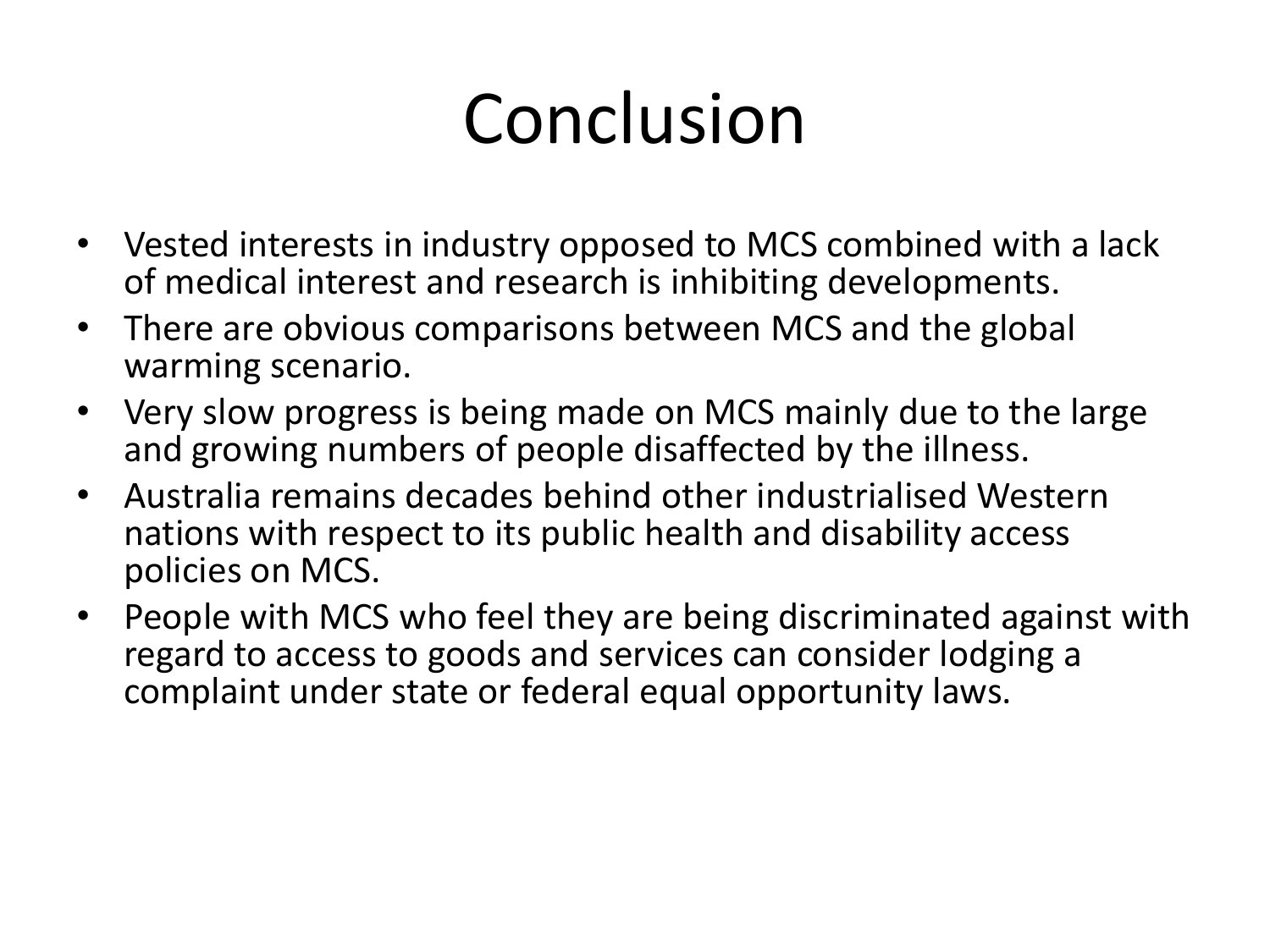# Conclusion

- Vested interests in industry opposed to MCS combined with a lack of medical interest and research is inhibiting developments.
- There are obvious comparisons between MCS and the global warming scenario.
- Very slow progress is being made on MCS mainly due to the large and growing numbers of people disaffected by the illness.
- Australia remains decades behind other industrialised Western nations with respect to its public health and disability access policies on MCS.
- People with MCS who feel they are being discriminated against with regard to access to goods and services can consider lodging a complaint under state or federal equal opportunity laws.